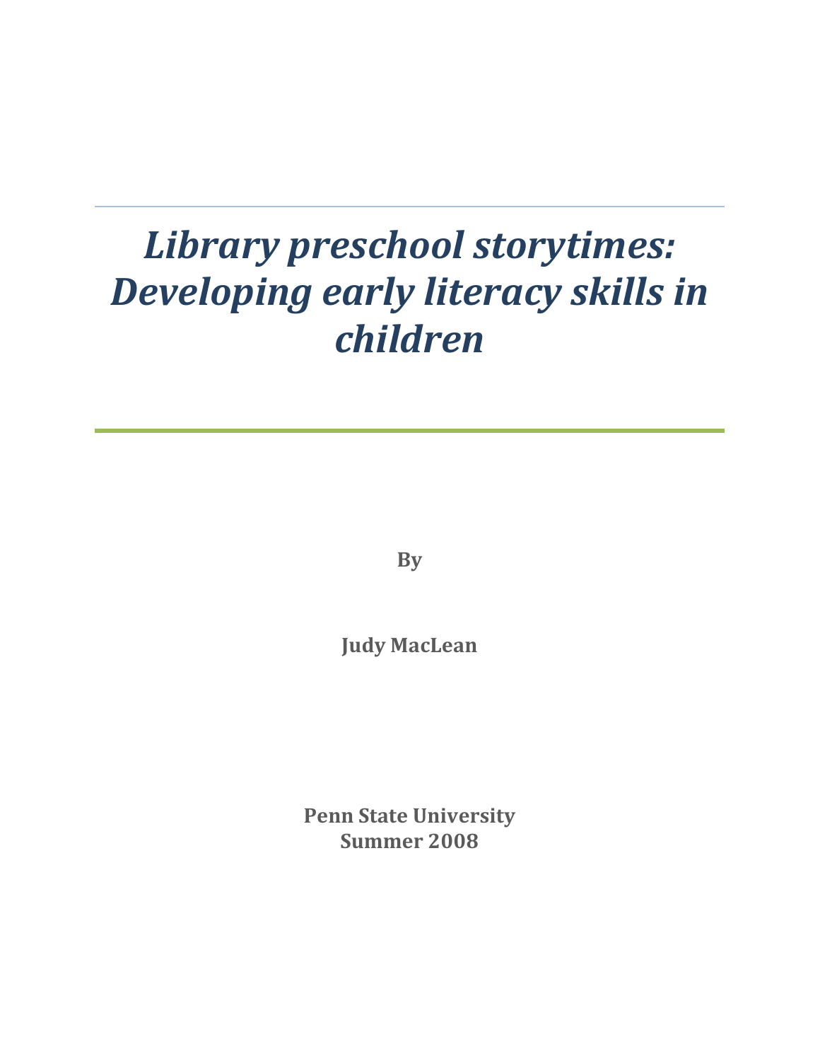# *Library preschool storytimes: Developing early literacy skills in children*

**By**

**Judy MacLean**

**Penn State University**
**Summer 2008**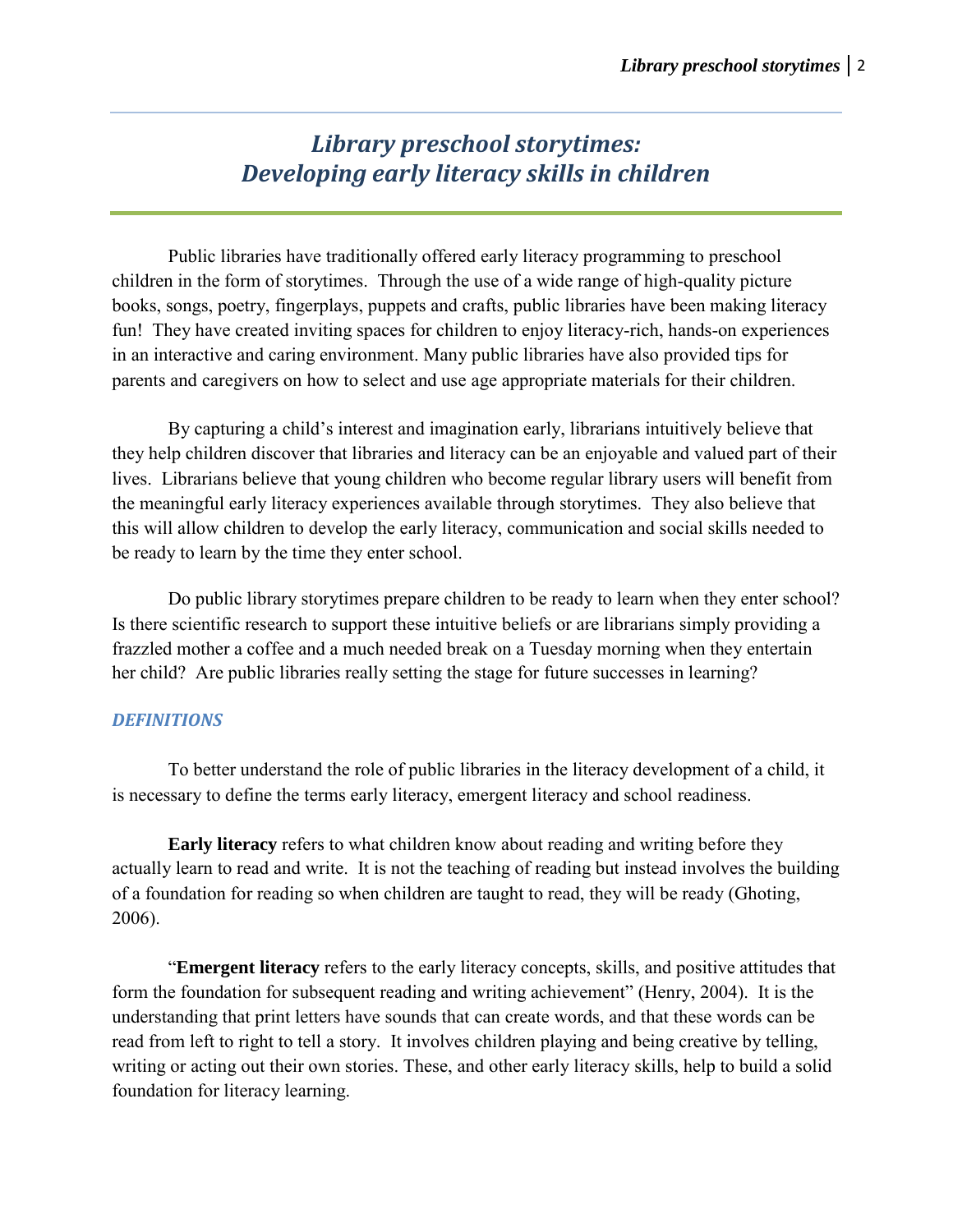# *Library preschool storytimes: Developing early literacy skills in children*

Public libraries have traditionally offered early literacy programming to preschool children in the form of storytimes. Through the use of a wide range of high-quality picture books, songs, poetry, fingerplays, puppets and crafts, public libraries have been making literacy fun! They have created inviting spaces for children to enjoy literacy-rich, hands-on experiences in an interactive and caring environment. Many public libraries have also provided tips for parents and caregivers on how to select and use age appropriate materials for their children.

By capturing a child's interest and imagination early, librarians intuitively believe that they help children discover that libraries and literacy can be an enjoyable and valued part of their lives. Librarians believe that young children who become regular library users will benefit from the meaningful early literacy experiences available through storytimes. They also believe that this will allow children to develop the early literacy, communication and social skills needed to be ready to learn by the time they enter school.

Do public library storytimes prepare children to be ready to learn when they enter school? Is there scientific research to support these intuitive beliefs or are librarians simply providing a frazzled mother a coffee and a much needed break on a Tuesday morning when they entertain her child? Are public libraries really setting the stage for future successes in learning?

## *DEFINITIONS*

To better understand the role of public libraries in the literacy development of a child, it is necessary to define the terms early literacy, emergent literacy and school readiness.

**Early literacy** refers to what children know about reading and writing before they actually learn to read and write. It is not the teaching of reading but instead involves the building of a foundation for reading so when children are taught to read, they will be ready (Ghoting, 2006).

"**Emergent literacy** refers to the early literacy concepts, skills, and positive attitudes that form the foundation for subsequent reading and writing achievement" (Henry, 2004). It is the understanding that print letters have sounds that can create words, and that these words can be read from left to right to tell a story. It involves children playing and being creative by telling, writing or acting out their own stories. These, and other early literacy skills, help to build a solid foundation for literacy learning.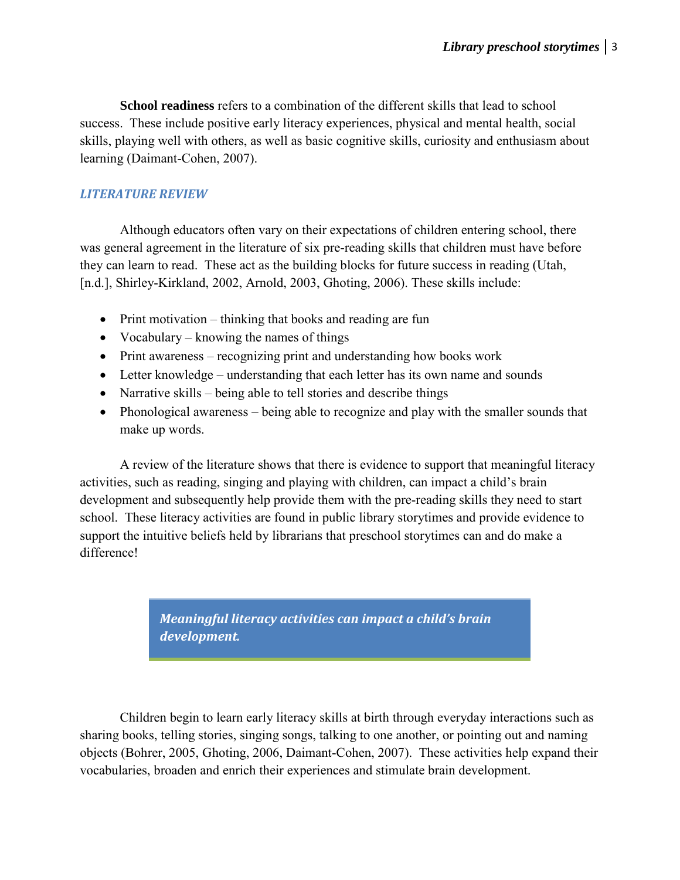**School readiness** refers to a combination of the different skills that lead to school success. These include positive early literacy experiences, physical and mental health, social skills, playing well with others, as well as basic cognitive skills, curiosity and enthusiasm about learning (Daimant-Cohen, 2007).

## *LITERATURE REVIEW*

Although educators often vary on their expectations of children entering school, there was general agreement in the literature of six pre-reading skills that children must have before they can learn to read. These act as the building blocks for future success in reading (Utah, [n.d.], Shirley-Kirkland, 2002, Arnold, 2003, Ghoting, 2006). These skills include:

- Print motivation – thinking that books and reading are fun
- Vocabulary – knowing the names of things
- Print awareness – recognizing print and understanding how books work
- Letter knowledge – understanding that each letter has its own name and sounds
- Narrative skills – being able to tell stories and describe things
- Phonological awareness – being able to recognize and play with the smaller sounds that make up words.

A review of the literature shows that there is evidence to support that meaningful literacy activities, such as reading, singing and playing with children, can impact a child's brain development and subsequently help provide them with the pre-reading skills they need to start school. These literacy activities are found in public library storytimes and provide evidence to support the intuitive beliefs held by librarians that preschool storytimes can and do make a difference!

> ***Meaningful literacy activities can impact a child's brain development.***

Children begin to learn early literacy skills at birth through everyday interactions such as sharing books, telling stories, singing songs, talking to one another, or pointing out and naming objects (Bohrer, 2005, Ghoting, 2006, Daimant-Cohen, 2007). These activities help expand their vocabularies, broaden and enrich their experiences and stimulate brain development.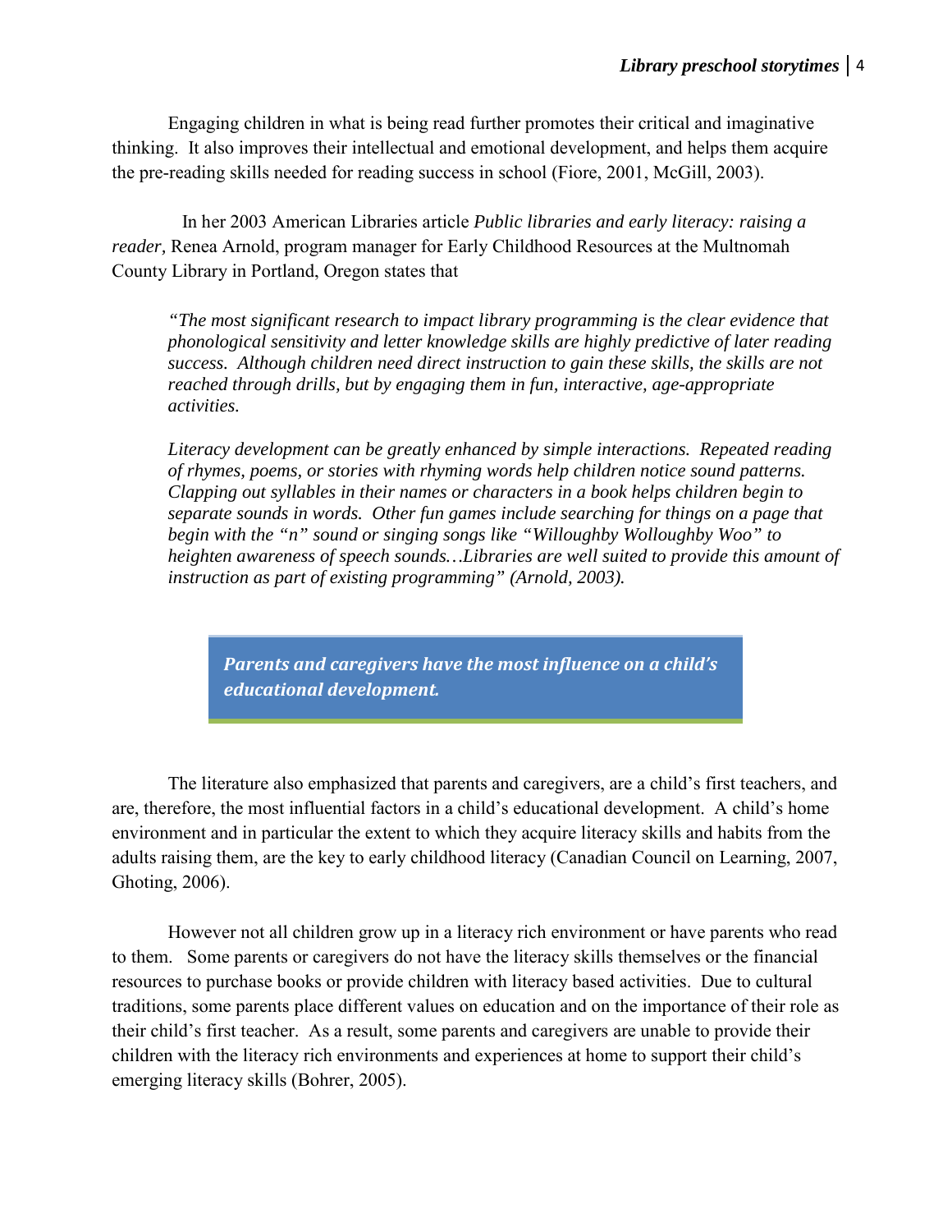Engaging children in what is being read further promotes their critical and imaginative thinking. It also improves their intellectual and emotional development, and helps them acquire the pre-reading skills needed for reading success in school (Fiore, 2001, McGill, 2003).

In her 2003 American Libraries article *Public libraries and early literacy: raising a reader,* Renea Arnold, program manager for Early Childhood Resources at the Multnomah County Library in Portland, Oregon states that

> *"The most significant research to impact library programming is the clear evidence that phonological sensitivity and letter knowledge skills are highly predictive of later reading success. Although children need direct instruction to gain these skills, the skills are not reached through drills, but by engaging them in fun, interactive, age-appropriate activities.*
>
> *Literacy development can be greatly enhanced by simple interactions. Repeated reading of rhymes, poems, or stories with rhyming words help children notice sound patterns. Clapping out syllables in their names or characters in a book helps children begin to separate sounds in words. Other fun games include searching for things on a page that begin with the "n" sound or singing songs like "Willoughby Wolloughby Woo" to heighten awareness of speech sounds…Libraries are well suited to provide this amount of instruction as part of existing programming" (Arnold, 2003).*

**Parents and caregivers have the most influence on a child's educational development.**

The literature also emphasized that parents and caregivers, are a child's first teachers, and are, therefore, the most influential factors in a child's educational development. A child's home environment and in particular the extent to which they acquire literacy skills and habits from the adults raising them, are the key to early childhood literacy (Canadian Council on Learning, 2007, Ghoting, 2006).

However not all children grow up in a literacy rich environment or have parents who read to them. Some parents or caregivers do not have the literacy skills themselves or the financial resources to purchase books or provide children with literacy based activities. Due to cultural traditions, some parents place different values on education and on the importance of their role as their child's first teacher. As a result, some parents and caregivers are unable to provide their children with the literacy rich environments and experiences at home to support their child's emerging literacy skills (Bohrer, 2005).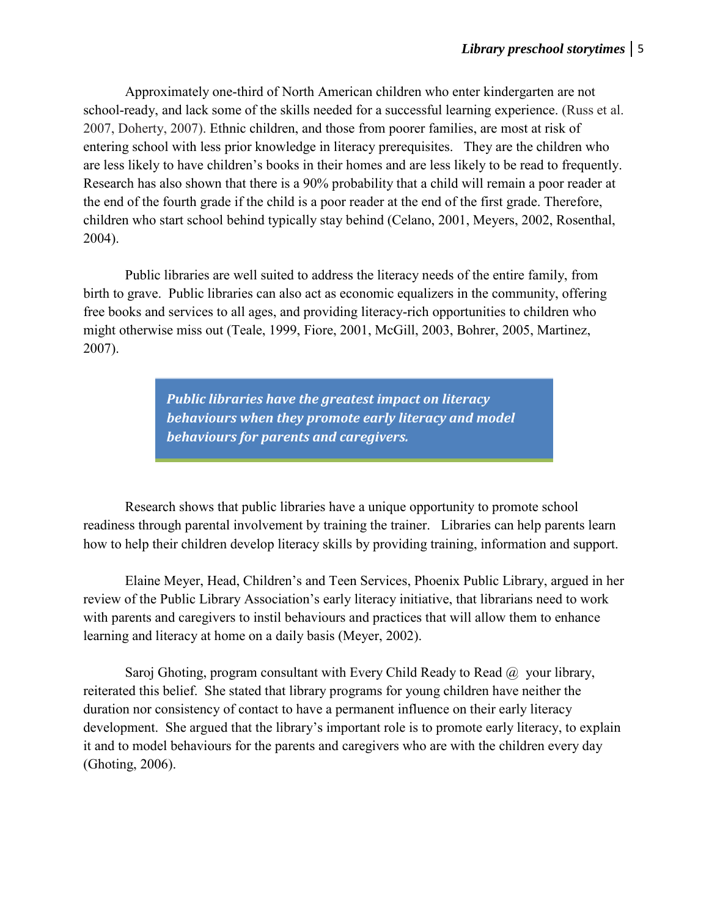Approximately one-third of North American children who enter kindergarten are not school-ready, and lack some of the skills needed for a successful learning experience. (Russ et al. 2007, Doherty, 2007). Ethnic children, and those from poorer families, are most at risk of entering school with less prior knowledge in literacy prerequisites. They are the children who are less likely to have children's books in their homes and are less likely to be read to frequently. Research has also shown that there is a 90% probability that a child will remain a poor reader at the end of the fourth grade if the child is a poor reader at the end of the first grade. Therefore, children who start school behind typically stay behind (Celano, 2001, Meyers, 2002, Rosenthal, 2004).

Public libraries are well suited to address the literacy needs of the entire family, from birth to grave. Public libraries can also act as economic equalizers in the community, offering free books and services to all ages, and providing literacy-rich opportunities to children who might otherwise miss out (Teale, 1999, Fiore, 2001, McGill, 2003, Bohrer, 2005, Martinez, 2007).

> ***Public libraries have the greatest impact on literacy behaviours when they promote early literacy and model behaviours for parents and caregivers.***

Research shows that public libraries have a unique opportunity to promote school readiness through parental involvement by training the trainer. Libraries can help parents learn how to help their children develop literacy skills by providing training, information and support.

Elaine Meyer, Head, Children's and Teen Services, Phoenix Public Library, argued in her review of the Public Library Association's early literacy initiative, that librarians need to work with parents and caregivers to instil behaviours and practices that will allow them to enhance learning and literacy at home on a daily basis (Meyer, 2002).

Saroj Ghoting, program consultant with Every Child Ready to Read @ your library, reiterated this belief. She stated that library programs for young children have neither the duration nor consistency of contact to have a permanent influence on their early literacy development. She argued that the library's important role is to promote early literacy, to explain it and to model behaviours for the parents and caregivers who are with the children every day (Ghoting, 2006).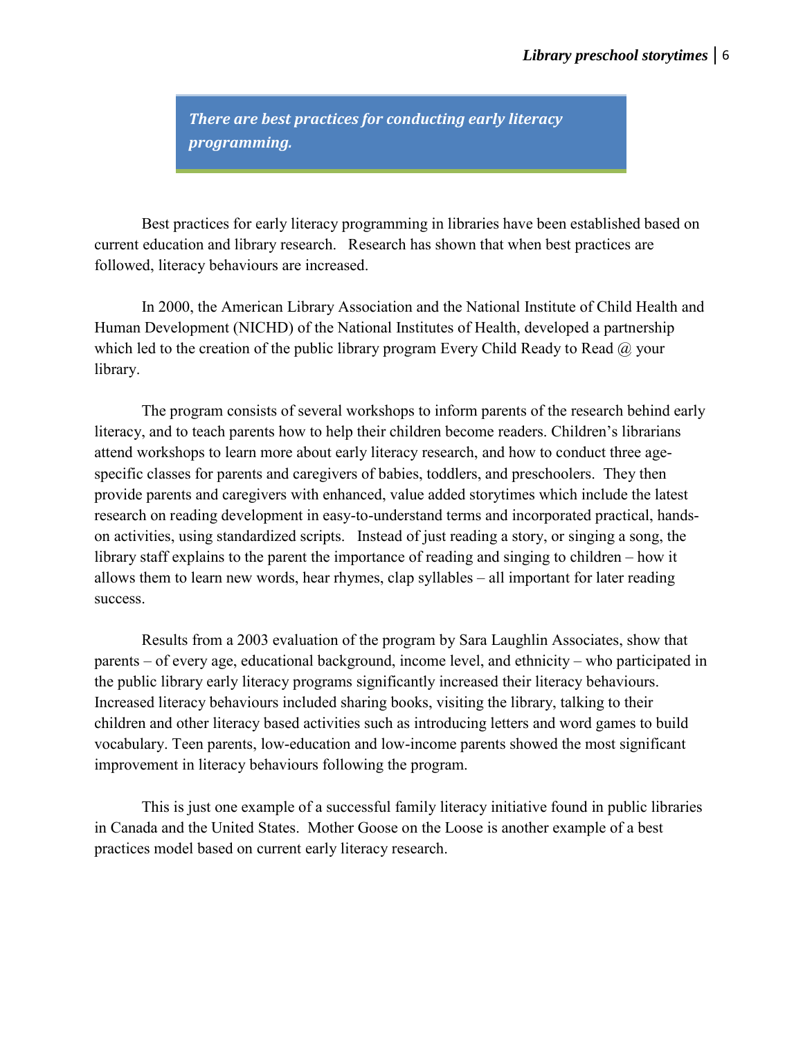***There are best practices for conducting early literacy programming.***

Best practices for early literacy programming in libraries have been established based on current education and library research. Research has shown that when best practices are followed, literacy behaviours are increased.

In 2000, the American Library Association and the National Institute of Child Health and Human Development (NICHD) of the National Institutes of Health, developed a partnership which led to the creation of the public library program Every Child Ready to Read @ your library.

The program consists of several workshops to inform parents of the research behind early literacy, and to teach parents how to help their children become readers. Children's librarians attend workshops to learn more about early literacy research, and how to conduct three age-specific classes for parents and caregivers of babies, toddlers, and preschoolers. They then provide parents and caregivers with enhanced, value added storytimes which include the latest research on reading development in easy-to-understand terms and incorporated practical, hands-on activities, using standardized scripts. Instead of just reading a story, or singing a song, the library staff explains to the parent the importance of reading and singing to children – how it allows them to learn new words, hear rhymes, clap syllables – all important for later reading success.

Results from a 2003 evaluation of the program by Sara Laughlin Associates, show that parents – of every age, educational background, income level, and ethnicity – who participated in the public library early literacy programs significantly increased their literacy behaviours. Increased literacy behaviours included sharing books, visiting the library, talking to their children and other literacy based activities such as introducing letters and word games to build vocabulary. Teen parents, low-education and low-income parents showed the most significant improvement in literacy behaviours following the program.

This is just one example of a successful family literacy initiative found in public libraries in Canada and the United States. Mother Goose on the Loose is another example of a best practices model based on current early literacy research.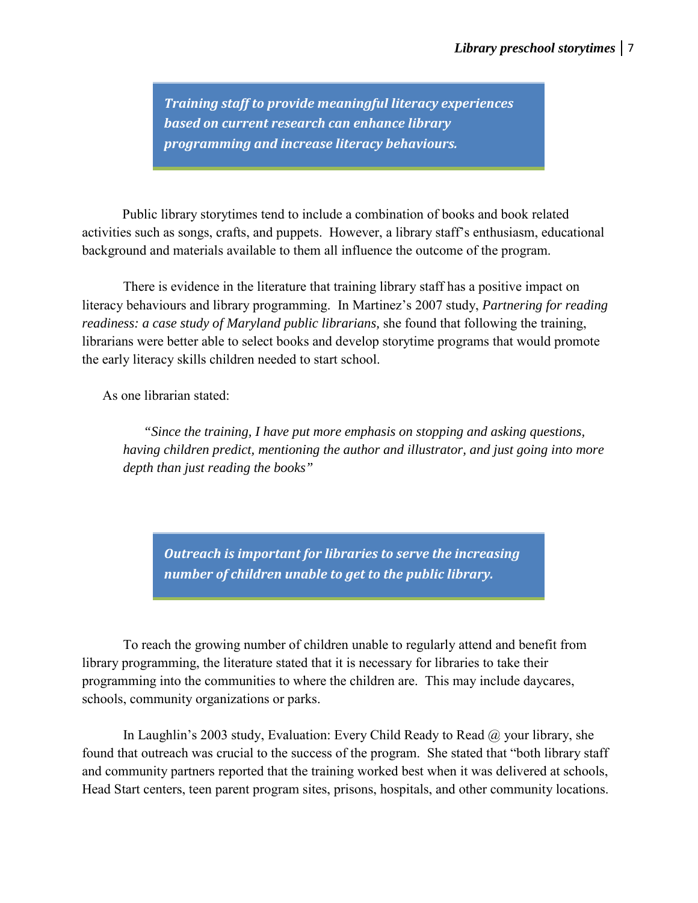***Training staff to provide meaningful literacy experiences based on current research can enhance library programming and increase literacy behaviours.***

Public library storytimes tend to include a combination of books and book related activities such as songs, crafts, and puppets. However, a library staff's enthusiasm, educational background and materials available to them all influence the outcome of the program.

There is evidence in the literature that training library staff has a positive impact on literacy behaviours and library programming. In Martinez's 2007 study, *Partnering for reading readiness: a case study of Maryland public librarians,* she found that following the training, librarians were better able to select books and develop storytime programs that would promote the early literacy skills children needed to start school.

As one librarian stated:

> *"Since the training, I have put more emphasis on stopping and asking questions, having children predict, mentioning the author and illustrator, and just going into more depth than just reading the books"*

***Outreach is important for libraries to serve the increasing number of children unable to get to the public library.***

To reach the growing number of children unable to regularly attend and benefit from library programming, the literature stated that it is necessary for libraries to take their programming into the communities to where the children are. This may include daycares, schools, community organizations or parks.

In Laughlin's 2003 study, Evaluation: Every Child Ready to Read @ your library, she found that outreach was crucial to the success of the program. She stated that "both library staff and community partners reported that the training worked best when it was delivered at schools, Head Start centers, teen parent program sites, prisons, hospitals, and other community locations.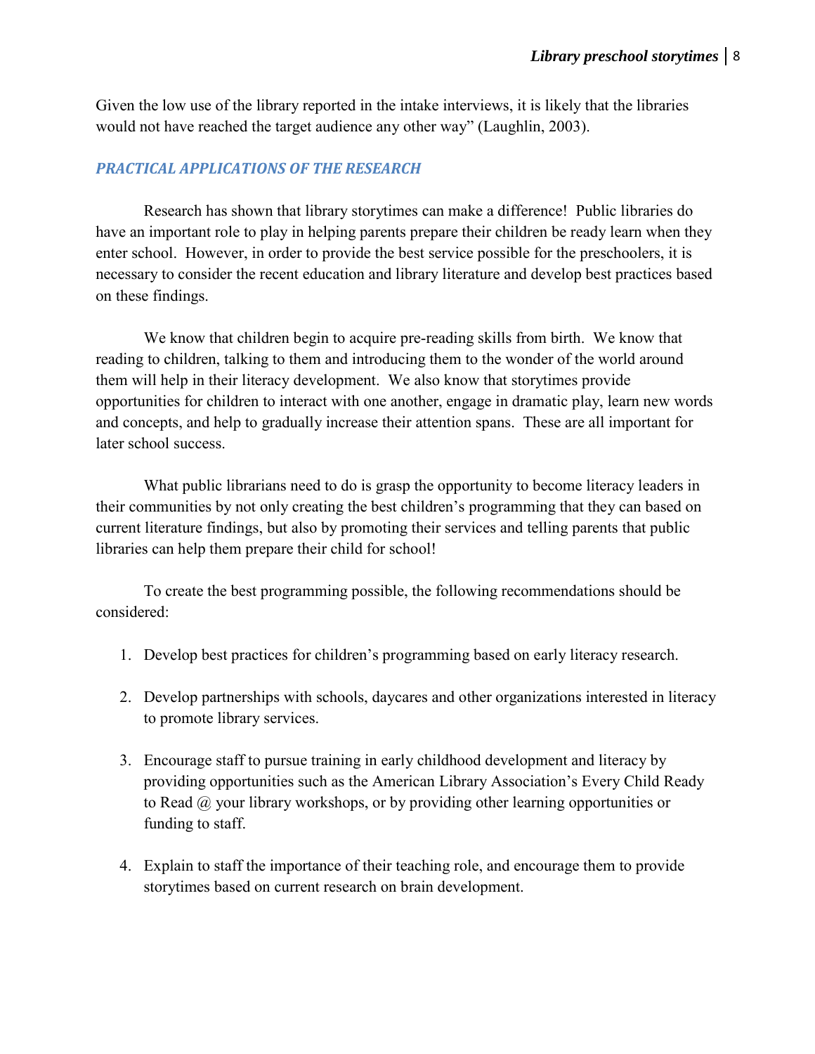Given the low use of the library reported in the intake interviews, it is likely that the libraries would not have reached the target audience any other way" (Laughlin, 2003).

## *PRACTICAL APPLICATIONS OF THE RESEARCH*

Research has shown that library storytimes can make a difference! Public libraries do have an important role to play in helping parents prepare their children be ready learn when they enter school. However, in order to provide the best service possible for the preschoolers, it is necessary to consider the recent education and library literature and develop best practices based on these findings.

We know that children begin to acquire pre-reading skills from birth. We know that reading to children, talking to them and introducing them to the wonder of the world around them will help in their literacy development. We also know that storytimes provide opportunities for children to interact with one another, engage in dramatic play, learn new words and concepts, and help to gradually increase their attention spans. These are all important for later school success.

What public librarians need to do is grasp the opportunity to become literacy leaders in their communities by not only creating the best children's programming that they can based on current literature findings, but also by promoting their services and telling parents that public libraries can help them prepare their child for school!

To create the best programming possible, the following recommendations should be considered:

1. Develop best practices for children's programming based on early literacy research.

2. Develop partnerships with schools, daycares and other organizations interested in literacy to promote library services.

3. Encourage staff to pursue training in early childhood development and literacy by providing opportunities such as the American Library Association's Every Child Ready to Read @ your library workshops, or by providing other learning opportunities or funding to staff.

4. Explain to staff the importance of their teaching role, and encourage them to provide storytimes based on current research on brain development.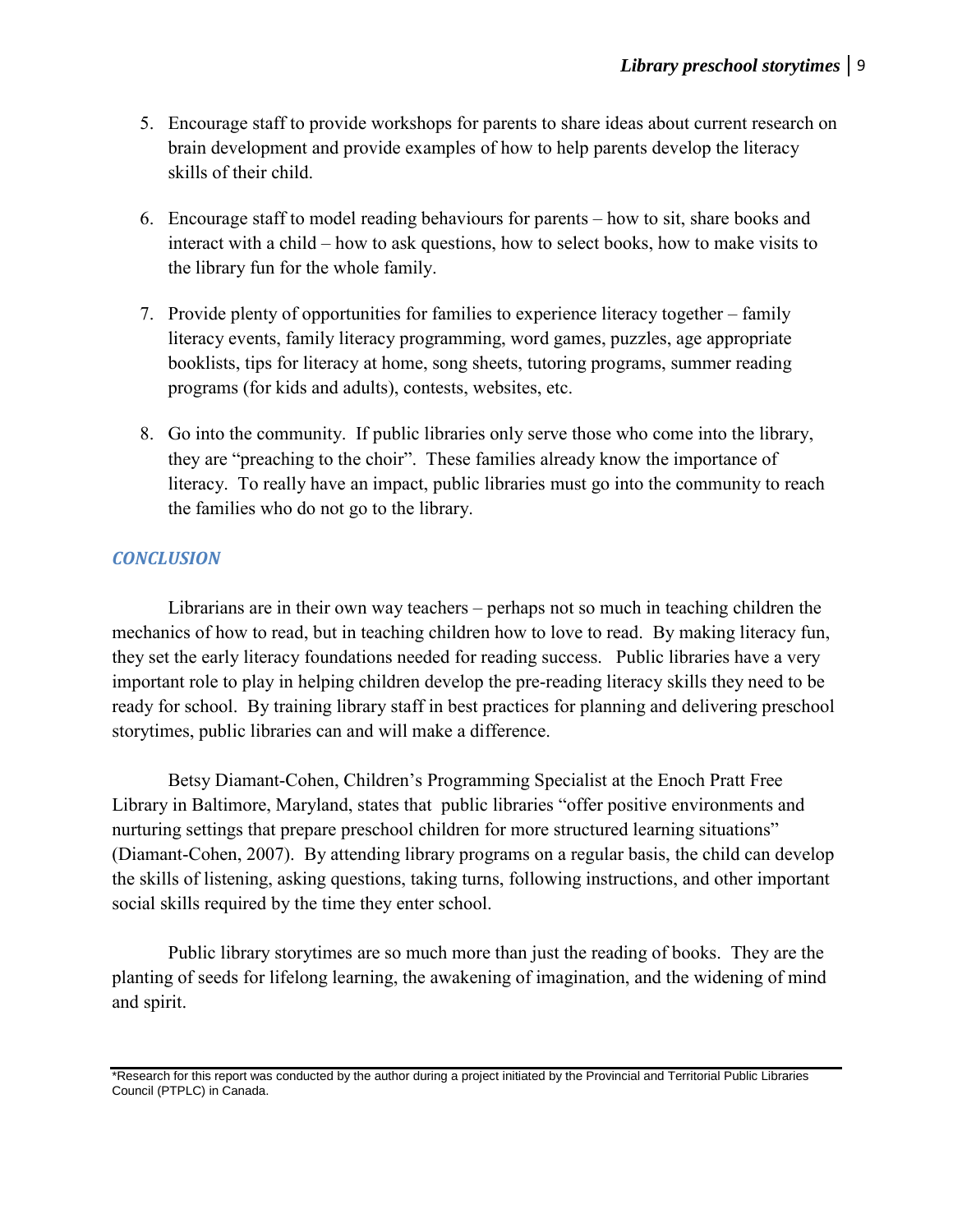5. Encourage staff to provide workshops for parents to share ideas about current research on brain development and provide examples of how to help parents develop the literacy skills of their child.

6. Encourage staff to model reading behaviours for parents – how to sit, share books and interact with a child – how to ask questions, how to select books, how to make visits to the library fun for the whole family.

7. Provide plenty of opportunities for families to experience literacy together – family literacy events, family literacy programming, word games, puzzles, age appropriate booklists, tips for literacy at home, song sheets, tutoring programs, summer reading programs (for kids and adults), contests, websites, etc.

8. Go into the community. If public libraries only serve those who come into the library, they are "preaching to the choir". These families already know the importance of literacy. To really have an impact, public libraries must go into the community to reach the families who do not go to the library.

## *CONCLUSION*

Librarians are in their own way teachers – perhaps not so much in teaching children the mechanics of how to read, but in teaching children how to love to read. By making literacy fun, they set the early literacy foundations needed for reading success. Public libraries have a very important role to play in helping children develop the pre-reading literacy skills they need to be ready for school. By training library staff in best practices for planning and delivering preschool storytimes, public libraries can and will make a difference.

Betsy Diamant-Cohen, Children's Programming Specialist at the Enoch Pratt Free Library in Baltimore, Maryland, states that public libraries "offer positive environments and nurturing settings that prepare preschool children for more structured learning situations" (Diamant-Cohen, 2007). By attending library programs on a regular basis, the child can develop the skills of listening, asking questions, taking turns, following instructions, and other important social skills required by the time they enter school.

Public library storytimes are so much more than just the reading of books. They are the planting of seeds for lifelong learning, the awakening of imagination, and the widening of mind and spirit.

---

*Research for this report was conducted by the author during a project initiated by the Provincial and Territorial Public Libraries Council (PTPLC) in Canada.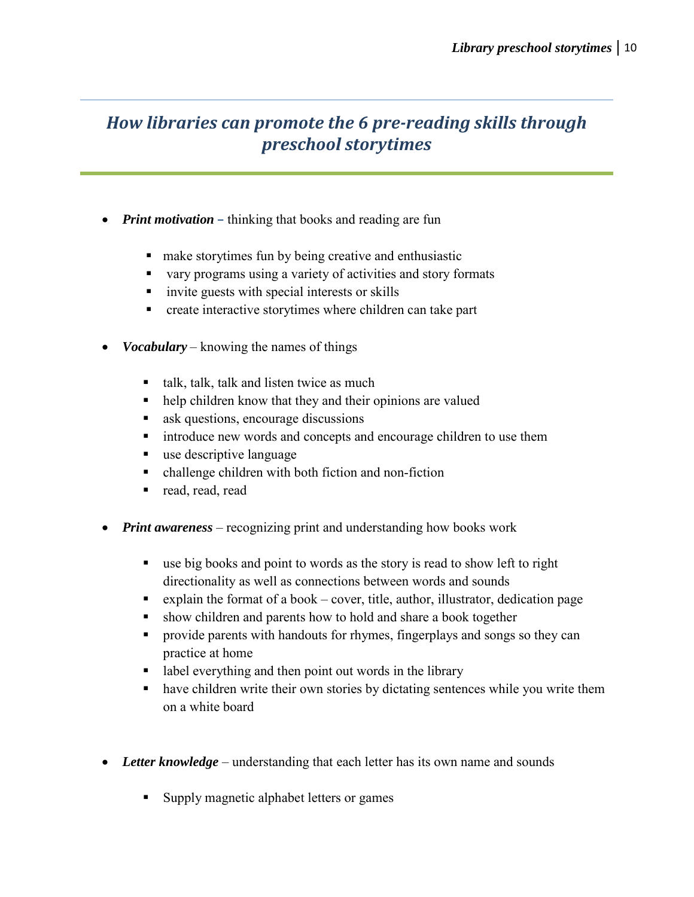## *How libraries can promote the 6 pre-reading skills through preschool storytimes*

- ***Print motivation*** – thinking that books and reading are fun
  - make storytimes fun by being creative and enthusiastic
  - vary programs using a variety of activities and story formats
  - invite guests with special interests or skills
  - create interactive storytimes where children can take part

- ***Vocabulary*** – knowing the names of things
  - talk, talk, talk and listen twice as much
  - help children know that they and their opinions are valued
  - ask questions, encourage discussions
  - introduce new words and concepts and encourage children to use them
  - use descriptive language
  - challenge children with both fiction and non-fiction
  - read, read, read

- ***Print awareness*** – recognizing print and understanding how books work
  - use big books and point to words as the story is read to show left to right directionality as well as connections between words and sounds
  - explain the format of a book – cover, title, author, illustrator, dedication page
  - show children and parents how to hold and share a book together
  - provide parents with handouts for rhymes, fingerplays and songs so they can practice at home
  - label everything and then point out words in the library
  - have children write their own stories by dictating sentences while you write them on a white board

- ***Letter knowledge*** – understanding that each letter has its own name and sounds
  - Supply magnetic alphabet letters or games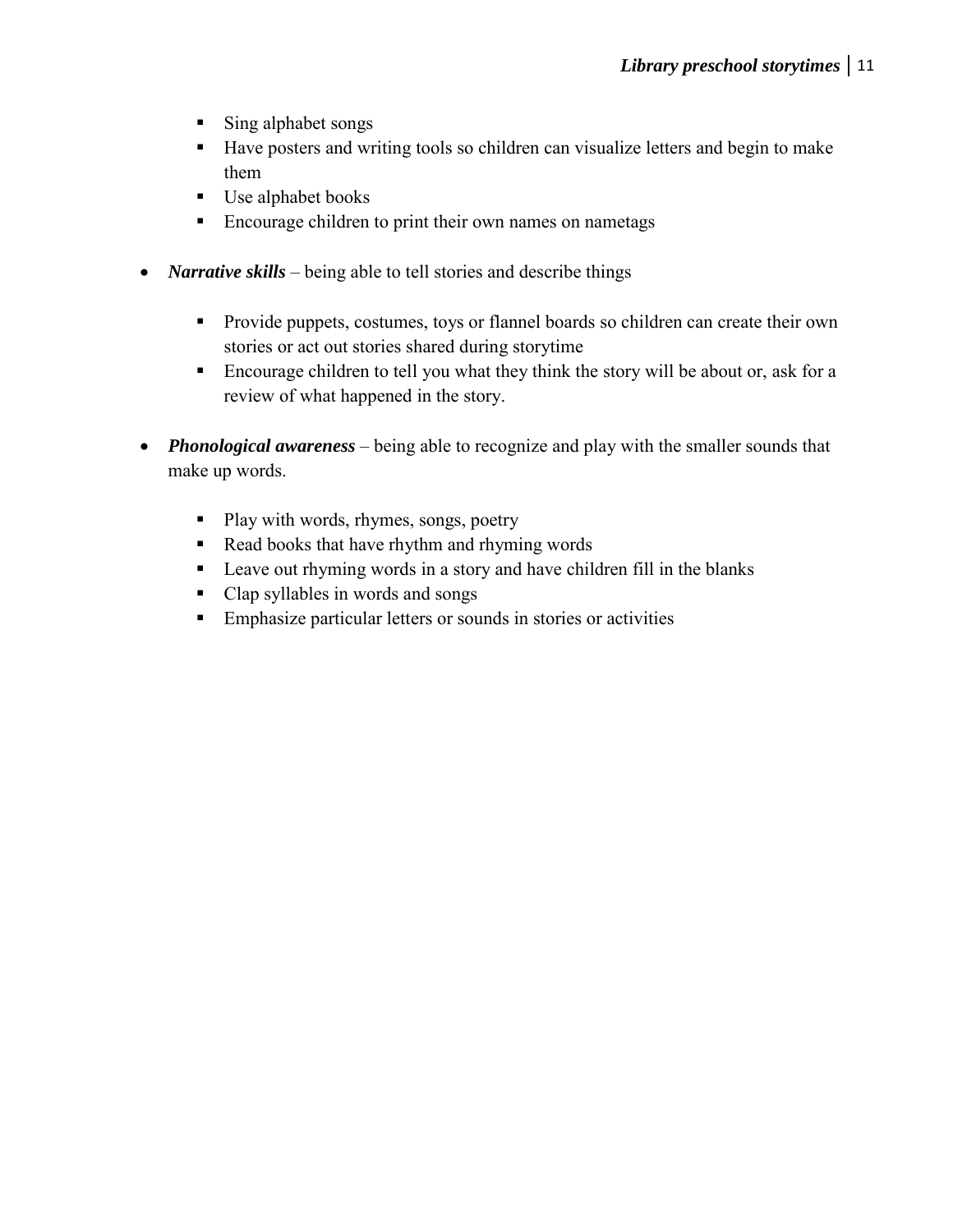- Sing alphabet songs
  - Have posters and writing tools so children can visualize letters and begin to make them
  - Use alphabet books
  - Encourage children to print their own names on nametags

- ***Narrative skills*** – being able to tell stories and describe things

  - Provide puppets, costumes, toys or flannel boards so children can create their own stories or act out stories shared during storytime
  - Encourage children to tell you what they think the story will be about or, ask for a review of what happened in the story.

- ***Phonological awareness*** – being able to recognize and play with the smaller sounds that make up words.

  - Play with words, rhymes, songs, poetry
  - Read books that have rhythm and rhyming words
  - Leave out rhyming words in a story and have children fill in the blanks
  - Clap syllables in words and songs
  - Emphasize particular letters or sounds in stories or activities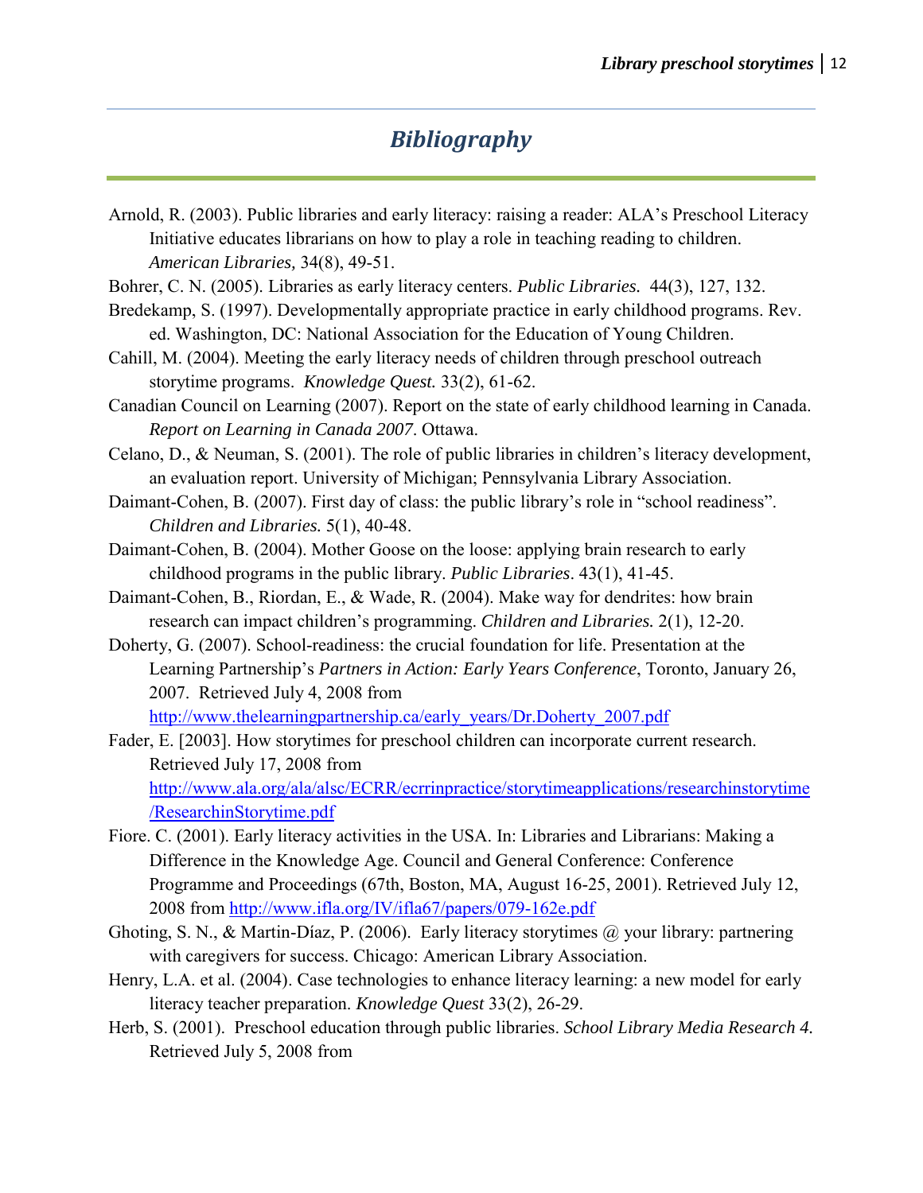# *Bibliography*

Arnold, R. (2003). Public libraries and early literacy: raising a reader: ALA's Preschool Literacy Initiative educates librarians on how to play a role in teaching reading to children. *American Libraries,* 34(8), 49-51.

Bohrer, C. N. (2005). Libraries as early literacy centers. *Public Libraries.* 44(3), 127, 132.

Bredekamp, S. (1997). Developmentally appropriate practice in early childhood programs. Rev. ed. Washington, DC: National Association for the Education of Young Children.

Cahill, M. (2004). Meeting the early literacy needs of children through preschool outreach storytime programs. *Knowledge Quest.* 33(2), 61-62.

Canadian Council on Learning (2007). Report on the state of early childhood learning in Canada. *Report on Learning in Canada 2007*. Ottawa.

Celano, D., & Neuman, S. (2001). The role of public libraries in children's literacy development, an evaluation report. University of Michigan; Pennsylvania Library Association.

Daimant-Cohen, B. (2007). First day of class: the public library's role in "school readiness". *Children and Libraries.* 5(1), 40-48.

Daimant-Cohen, B. (2004). Mother Goose on the loose: applying brain research to early childhood programs in the public library. *Public Libraries*. 43(1), 41-45.

Daimant-Cohen, B., Riordan, E., & Wade, R. (2004). Make way for dendrites: how brain research can impact children's programming. *Children and Libraries.* 2(1), 12-20.

Doherty, G. (2007). School-readiness: the crucial foundation for life. Presentation at the Learning Partnership's *Partners in Action: Early Years Conference*, Toronto, January 26, 2007. Retrieved July 4, 2008 from http://www.thelearningpartnership.ca/early_years/Dr.Doherty_2007.pdf

Fader, E. [2003]. How storytimes for preschool children can incorporate current research. Retrieved July 17, 2008 from http://www.ala.org/ala/alsc/ECRR/ecrrinpractice/storytimeapplications/researchinstorytime/ResearchinStorytime.pdf

Fiore. C. (2001). Early literacy activities in the USA. In: Libraries and Librarians: Making a Difference in the Knowledge Age. Council and General Conference: Conference Programme and Proceedings (67th, Boston, MA, August 16-25, 2001). Retrieved July 12, 2008 from http://www.ifla.org/IV/ifla67/papers/079-162e.pdf

Ghoting, S. N., & Martin-Díaz, P. (2006). Early literacy storytimes @ your library: partnering with caregivers for success. Chicago: American Library Association.

Henry, L.A. et al. (2004). Case technologies to enhance literacy learning: a new model for early literacy teacher preparation. *Knowledge Quest* 33(2), 26-29.

Herb, S. (2001). Preschool education through public libraries. *School Library Media Research 4.* Retrieved July 5, 2008 from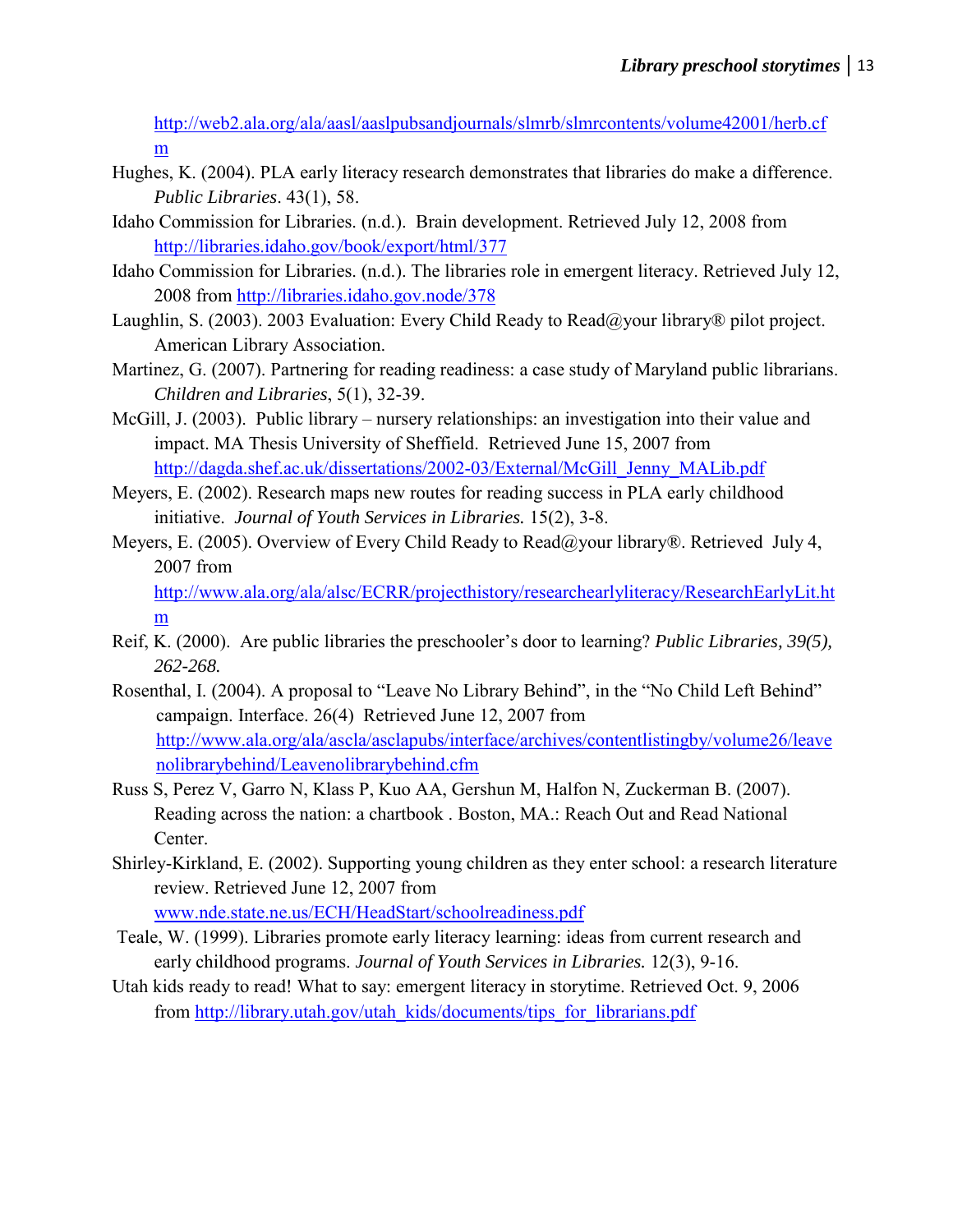http://web2.ala.org/ala/aasl/aaslpubsandjournals/slmrb/slmrcontents/volume42001/herb.cfm

Hughes, K. (2004). PLA early literacy research demonstrates that libraries do make a difference. *Public Libraries*. 43(1), 58.

Idaho Commission for Libraries. (n.d.). Brain development. Retrieved July 12, 2008 from http://libraries.idaho.gov/book/export/html/377

Idaho Commission for Libraries. (n.d.). The libraries role in emergent literacy. Retrieved July 12, 2008 from http://libraries.idaho.gov.node/378

Laughlin, S. (2003). 2003 Evaluation: Every Child Ready to Read@your library® pilot project. American Library Association.

Martinez, G. (2007). Partnering for reading readiness: a case study of Maryland public librarians. *Children and Libraries*, 5(1), 32-39.

McGill, J. (2003). Public library – nursery relationships: an investigation into their value and impact. MA Thesis University of Sheffield. Retrieved June 15, 2007 from http://dagda.shef.ac.uk/dissertations/2002-03/External/McGill_Jenny_MALib.pdf

Meyers, E. (2002). Research maps new routes for reading success in PLA early childhood initiative. *Journal of Youth Services in Libraries.* 15(2), 3-8.

Meyers, E. (2005). Overview of Every Child Ready to Read@your library®. Retrieved July 4, 2007 from http://www.ala.org/ala/alsc/ECRR/projecthistory/researchearlyliteracy/ResearchEarlyLit.htm

Reif, K. (2000). Are public libraries the preschooler's door to learning? *Public Libraries, 39(5), 262-268.*

Rosenthal, I. (2004). A proposal to "Leave No Library Behind", in the "No Child Left Behind" campaign. Interface. 26(4) Retrieved June 12, 2007 from http://www.ala.org/ala/ascla/asclapubs/interface/archives/contentlistingby/volume26/leavenolibrarybehind/Leavenolibrarybehind.cfm

Russ S, Perez V, Garro N, Klass P, Kuo AA, Gershun M, Halfon N, Zuckerman B. (2007). Reading across the nation: a chartbook . Boston, MA.: Reach Out and Read National Center.

Shirley-Kirkland, E. (2002). Supporting young children as they enter school: a research literature review. Retrieved June 12, 2007 from www.nde.state.ne.us/ECH/HeadStart/schoolreadiness.pdf

Teale, W. (1999). Libraries promote early literacy learning: ideas from current research and early childhood programs. *Journal of Youth Services in Libraries.* 12(3), 9-16.

Utah kids ready to read! What to say: emergent literacy in storytime. Retrieved Oct. 9, 2006 from http://library.utah.gov/utah_kids/documents/tips_for_librarians.pdf